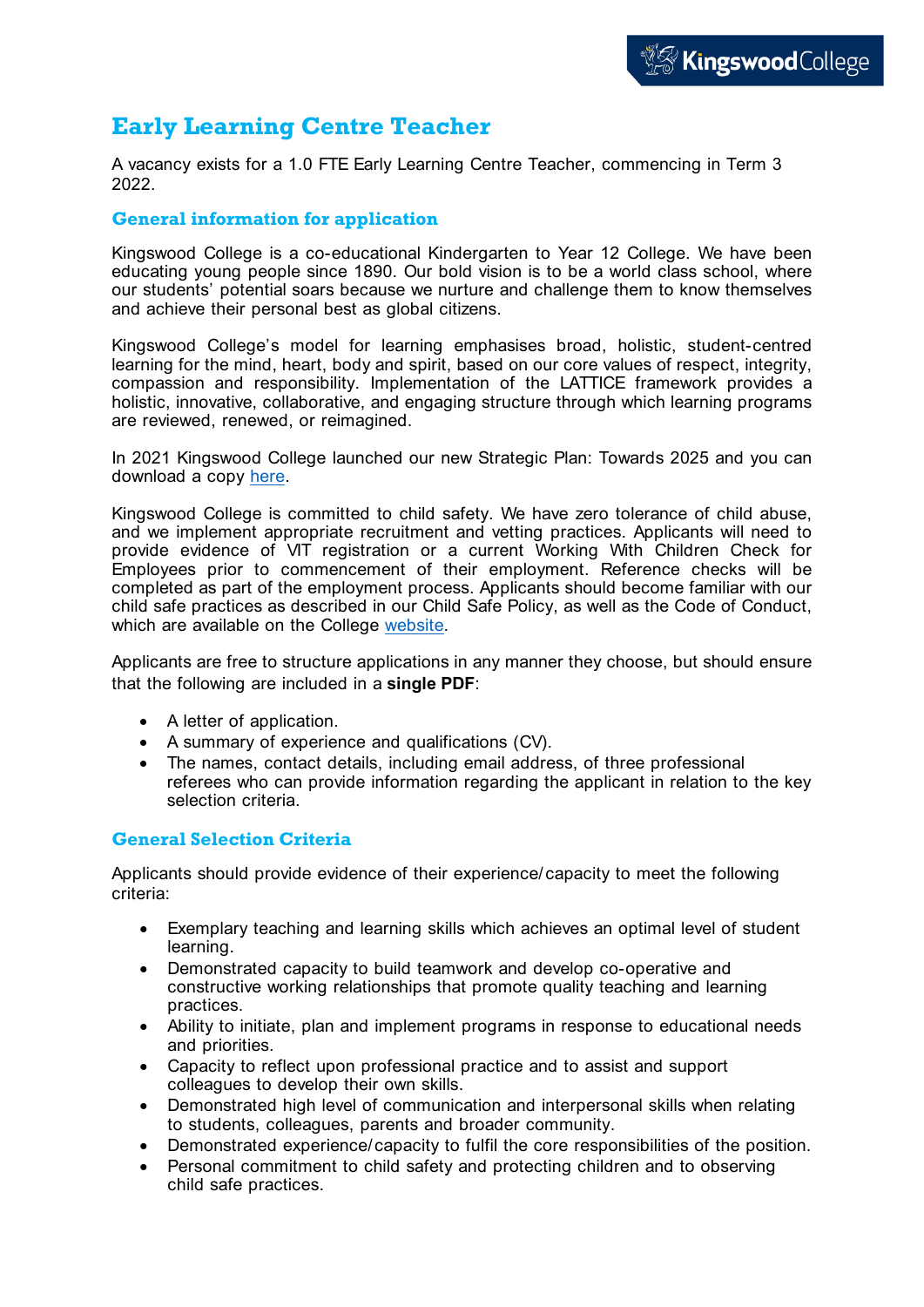# Early Learning Centre Teacher

A vacancy exists for a 1.0 FTE Early Learning Centre Teacher, commencing in Term 3 2022.

## General information for application

Kingswood College is a co-educational Kindergarten to Year 12 College. We have been educating young people since 1890. Our bold vision is to be a world class school, where our students' potential soars because we nurture and challenge them to know themselves and achieve their personal best as global citizens.

Kingswood College's model for learning emphasises broad, holistic, student-centred learning for the mind, heart, body and spirit, based on our core values of respect, integrity, compassion and responsibility. Implementation of the LATTICE framework provides a holistic, innovative, collaborative, and engaging structure through which learning programs are reviewed, renewed, or reimagined.

In 2021 Kingswood College launched our new Strategic Plan: Towards 2025 and you can download a copy here.

Kingswood College is committed to child safety. We have zero tolerance of child abuse, and we implement appropriate recruitment and vetting practices. Applicants will need to provide evidence of VIT registration or a current Working With Children Check for Employees prior to commencement of their employment. Reference checks will be completed as part of the employment process. Applicants should become familiar with our child safe practices as described in our Child Safe Policy, as well as the Code of Conduct, which are available on the College website.

Applicants are free to structure applications in any manner they choose, but should ensure that the following are included in a **single PDF**:

- A letter of application.
- A summary of experience and qualifications (CV).
- The names, contact details, including email address, of three professional referees who can provide information regarding the applicant in relation to the key selection criteria.

## General Selection Criteria

Applicants should provide evidence of their experience/capacity to meet the following criteria:

- Exemplary teaching and learning skills which achieves an optimal level of student learning.
- Demonstrated capacity to build teamwork and develop co-operative and constructive working relationships that promote quality teaching and learning practices.
- Ability to initiate, plan and implement programs in response to educational needs and priorities.
- Capacity to reflect upon professional practice and to assist and support colleagues to develop their own skills.
- Demonstrated high level of communication and interpersonal skills when relating to students, colleagues, parents and broader community.
- Demonstrated experience/capacity to fulfil the core responsibilities of the position.
- Personal commitment to child safety and protecting children and to observing child safe practices.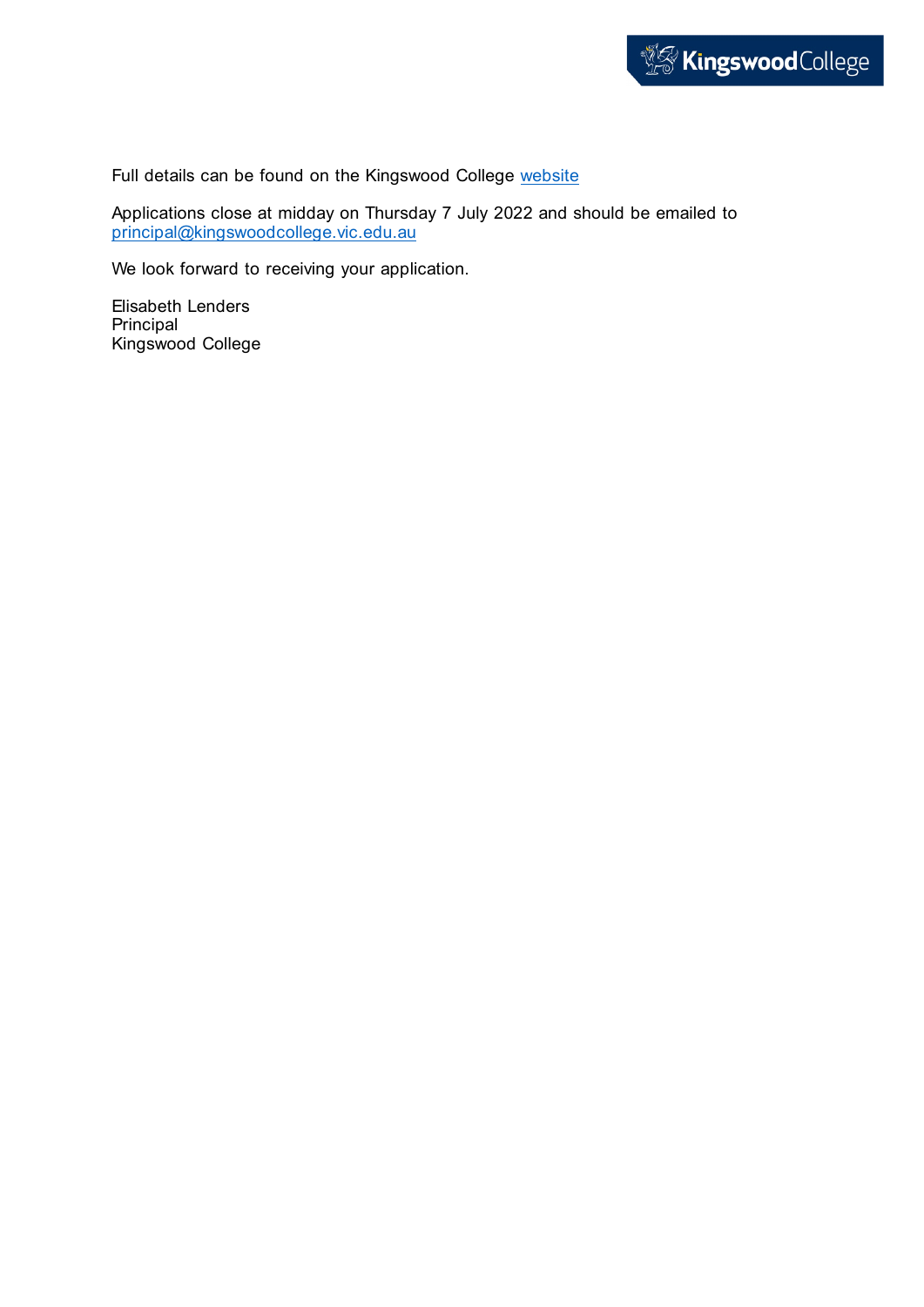Full details can be found on the Kingswood College website

Applications close at midday on Thursday 7 July 2022 and should be emailed to principal@kingswoodcollege.vic.edu.au

We look forward to receiving your application.

Elisabeth Lenders  
Principal  
Kingswood College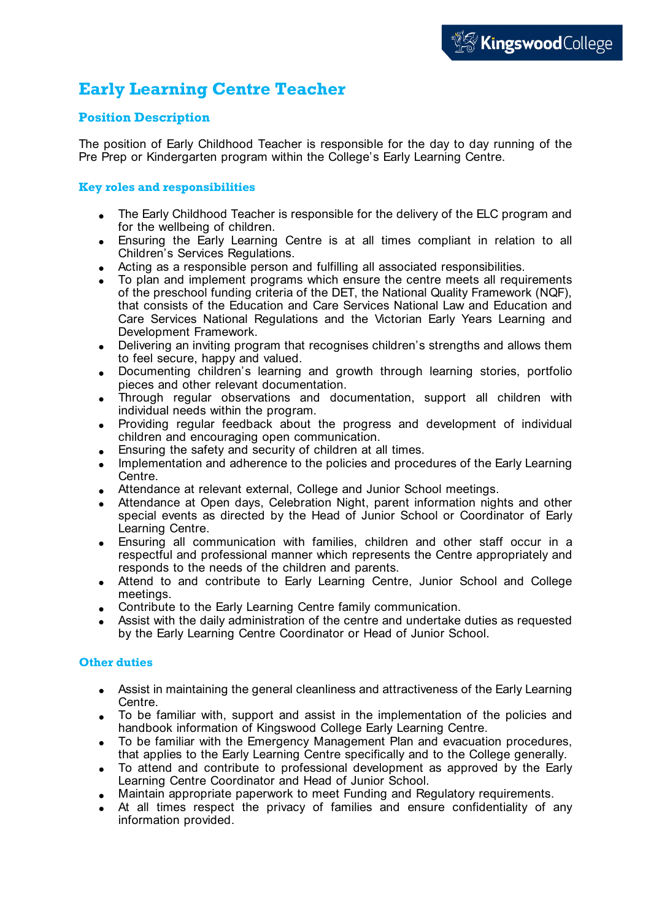# Early Learning Centre Teacher

## Position Description

The position of Early Childhood Teacher is responsible for the day to day running of the Pre Prep or Kindergarten program within the College's Early Learning Centre.

### Key roles and responsibilities

- The Early Childhood Teacher is responsible for the delivery of the ELC program and for the wellbeing of children.
- Ensuring the Early Learning Centre is at all times compliant in relation to all Children's Services Regulations.
- Acting as a responsible person and fulfilling all associated responsibilities.
- To plan and implement programs which ensure the centre meets all requirements of the preschool funding criteria of the DET, the National Quality Framework (NQF), that consists of the Education and Care Services National Law and Education and Care Services National Regulations and the Victorian Early Years Learning and Development Framework.
- Delivering an inviting program that recognises children's strengths and allows them to feel secure, happy and valued.
- Documenting children's learning and growth through learning stories, portfolio pieces and other relevant documentation.
- Through regular observations and documentation, support all children with individual needs within the program.
- Providing regular feedback about the progress and development of individual children and encouraging open communication.
- Ensuring the safety and security of children at all times.
- Implementation and adherence to the policies and procedures of the Early Learning Centre.
- Attendance at relevant external, College and Junior School meetings.
- Attendance at Open days, Celebration Night, parent information nights and other special events as directed by the Head of Junior School or Coordinator of Early Learning Centre.
- Ensuring all communication with families, children and other staff occur in a respectful and professional manner which represents the Centre appropriately and responds to the needs of the children and parents.
- Attend to and contribute to Early Learning Centre, Junior School and College meetings.
- Contribute to the Early Learning Centre family communication.
- Assist with the daily administration of the centre and undertake duties as requested by the Early Learning Centre Coordinator or Head of Junior School.

### Other duties

- Assist in maintaining the general cleanliness and attractiveness of the Early Learning Centre.
- To be familiar with, support and assist in the implementation of the policies and handbook information of Kingswood College Early Learning Centre.
- To be familiar with the Emergency Management Plan and evacuation procedures, that applies to the Early Learning Centre specifically and to the College generally.
- To attend and contribute to professional development as approved by the Early Learning Centre Coordinator and Head of Junior School.
- Maintain appropriate paperwork to meet Funding and Regulatory requirements.
- At all times respect the privacy of families and ensure confidentiality of any information provided.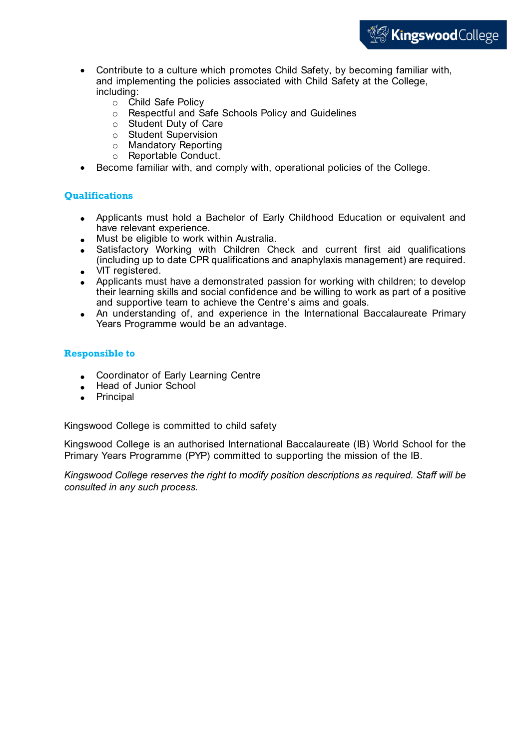- Contribute to a culture which promotes Child Safety, by becoming familiar with, and implementing the policies associated with Child Safety at the College, including:
  - Child Safe Policy
  - Respectful and Safe Schools Policy and Guidelines
  - Student Duty of Care
  - Student Supervision
  - Mandatory Reporting
  - Reportable Conduct.
- Become familiar with, and comply with, operational policies of the College.

## Qualifications

- Applicants must hold a Bachelor of Early Childhood Education or equivalent and have relevant experience.
- Must be eligible to work within Australia.
- Satisfactory Working with Children Check and current first aid qualifications (including up to date CPR qualifications and anaphylaxis management) are required.
- VIT registered.
- Applicants must have a demonstrated passion for working with children; to develop their learning skills and social confidence and be willing to work as part of a positive and supportive team to achieve the Centre's aims and goals.
- An understanding of, and experience in the International Baccalaureate Primary Years Programme would be an advantage.

## Responsible to

- Coordinator of Early Learning Centre
- Head of Junior School
- Principal

Kingswood College is committed to child safety

Kingswood College is an authorised International Baccalaureate (IB) World School for the Primary Years Programme (PYP) committed to supporting the mission of the IB.

*Kingswood College reserves the right to modify position descriptions as required. Staff will be consulted in any such process.*